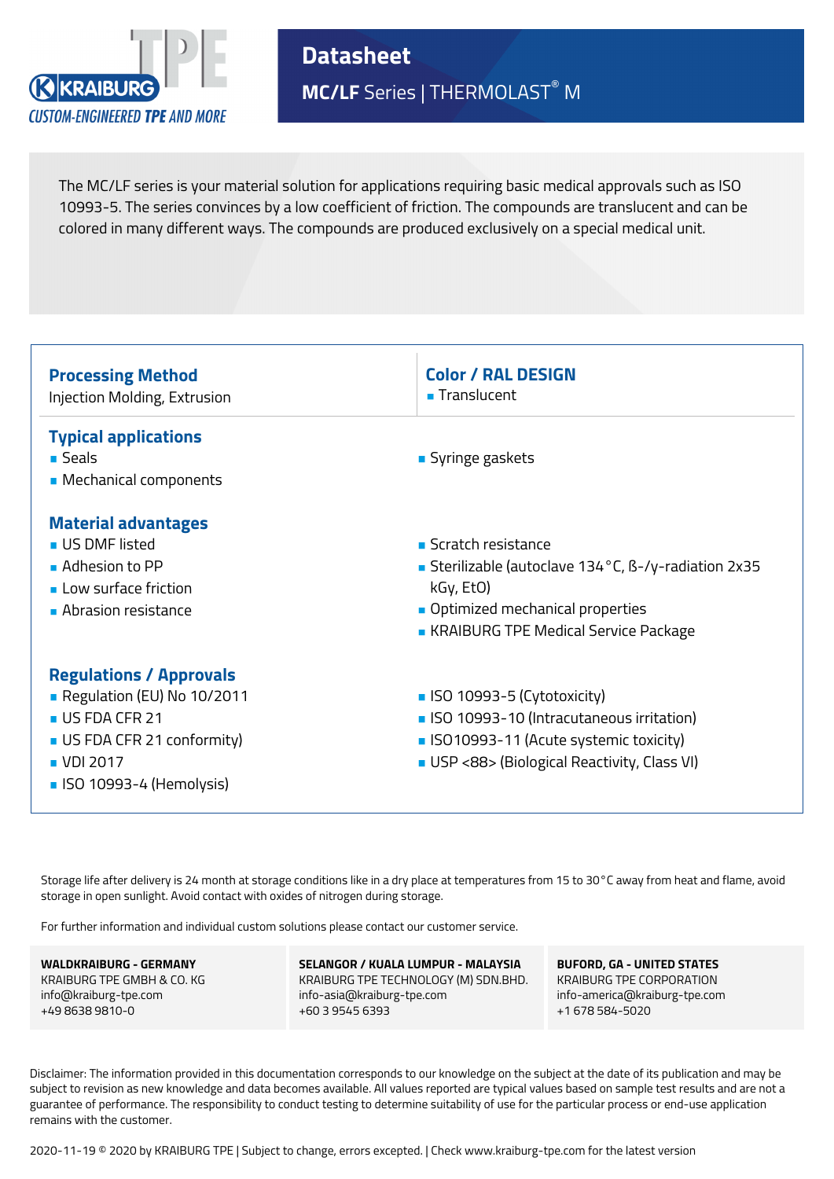KRAIBURG TPE

*CUSTOM-ENGINEERED TPE AND MORE*

# Datasheet

## MC/LF Series | THERMOLAST® M

The MC/LF series is your material solution for applications requiring basic medical approvals such as ISO 10993-5. The series convinces by a low coefficient of friction. The compounds are translucent and can be colored in many different ways. The compounds are produced exclusively on a special medical unit.

### Processing Method
Injection Molding, Extrusion

### Color / RAL DESIGN
- Translucent

### Typical applications
- Seals
- Mechanical components
- Syringe gaskets

### Material advantages
- US DMF listed
- Adhesion to PP
- Low surface friction
- Abrasion resistance
- Scratch resistance
- Sterilizable (autoclave 134 °C, ß-/y-radiation 2x35 kGy, EtO)
- Optimized mechanical properties
- KRAIBURG TPE Medical Service Package

### Regulations / Approvals
- Regulation (EU) No 10/2011
- US FDA CFR 21
- US FDA CFR 21 conformity)
- VDI 2017
- ISO 10993-4 (Hemolysis)
- ISO 10993-5 (Cytotoxicity)
- ISO 10993-10 (Intracutaneous irritation)
- ISO10993-11 (Acute systemic toxicity)
- USP <88> (Biological Reactivity, Class VI)

Storage life after delivery is 24 month at storage conditions like in a dry place at temperatures from 15 to 30 °C away from heat and flame, avoid storage in open sunlight. Avoid contact with oxides of nitrogen during storage.

For further information and individual custom solutions please contact our customer service.

**WALDKRAIBURG - GERMANY**
KRAIBURG TPE GMBH & CO. KG
info@kraiburg-tpe.com
+49 8638 9810-0

**SELANGOR / KUALA LUMPUR - MALAYSIA**
KRAIBURG TPE TECHNOLOGY (M) SDN.BHD.
info-asia@kraiburg-tpe.com
+60 3 9545 6393

**BUFORD, GA - UNITED STATES**
KRAIBURG TPE CORPORATION
info-america@kraiburg-tpe.com
+1 678 584-5020

Disclaimer: The information provided in this documentation corresponds to our knowledge on the subject at the date of its publication and may be subject to revision as new knowledge and data becomes available. All values reported are typical values based on sample test results and are not a guarantee of performance. The responsibility to conduct testing to determine suitability of use for the particular process or end-use application remains with the customer.

2020-11-19 © 2020 by KRAIBURG TPE | Subject to change, errors excepted. | Check www.kraiburg-tpe.com for the latest version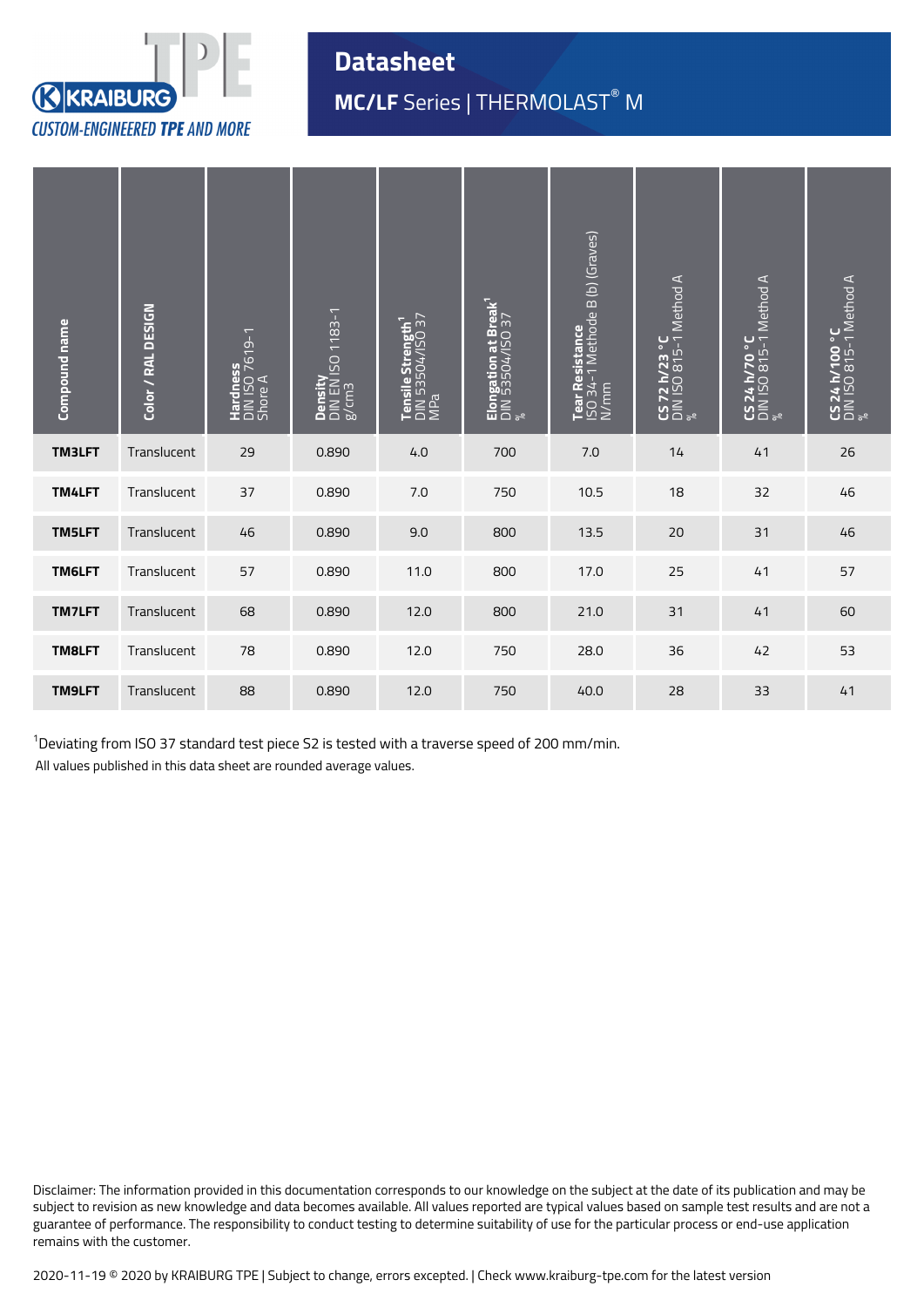# Datasheet

## MC/LF Series | THERMOLAST® M

| Compound name | Color / RAL DESIGN | Hardness DIN ISO 7619-1 Shore A | Density DIN EN ISO 1183-1 g/cm3 | Tensile Strength[1] DIN 53504/ISO 37 MPa | Elongation at Break[1] DIN 53504/ISO 37 % | Tear Resistance ISO 34-1 Methode B (b) (Graves) N/mm | CS 72 h/23 °C DIN ISO 815-1 Method A % | CS 24 h/70 °C DIN ISO 815-1 Method A % | CS 24 h/100 °C DIN ISO 815-1 Method A % |
|---|---|---|---|---|---|---|---|---|---|
| **TM3LFT** | Translucent | 29 | 0.890 | 4.0 | 700 | 7.0 | 14 | 41 | 26 |
| **TM4LFT** | Translucent | 37 | 0.890 | 7.0 | 750 | 10.5 | 18 | 32 | 46 |
| **TM5LFT** | Translucent | 46 | 0.890 | 9.0 | 800 | 13.5 | 20 | 31 | 46 |
| **TM6LFT** | Translucent | 57 | 0.890 | 11.0 | 800 | 17.0 | 25 | 41 | 57 |
| **TM7LFT** | Translucent | 68 | 0.890 | 12.0 | 800 | 21.0 | 31 | 41 | 60 |
| **TM8LFT** | Translucent | 78 | 0.890 | 12.0 | 750 | 28.0 | 36 | 42 | 53 |
| **TM9LFT** | Translucent | 88 | 0.890 | 12.0 | 750 | 40.0 | 28 | 33 | 41 |

[1]Deviating from ISO 37 standard test piece S2 is tested with a traverse speed of 200 mm/min.

All values published in this data sheet are rounded average values.

Disclaimer: The information provided in this documentation corresponds to our knowledge on the subject at the date of its publication and may be subject to revision as new knowledge and data becomes available. All values reported are typical values based on sample test results and are not a guarantee of performance. The responsibility to conduct testing to determine suitability of use for the particular process or end-use application remains with the customer.

2020-11-19 © 2020 by KRAIBURG TPE | Subject to change, errors excepted. | Check www.kraiburg-tpe.com for the latest version